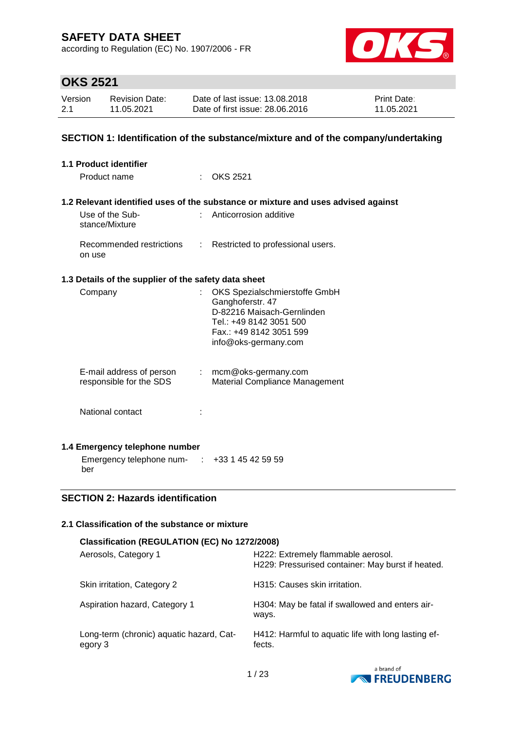# SAFETY DATA SHEET

according to Regulation (EC) No. 1907/2006 - FR

## OKS 2521

| Version | Revision Date: | Date of last issue: 13.08.2018 | Print Date: |
|---|---|---|---|
| 2.1 | 11.05.2021 | Date of first issue: 28.06.2016 | 11.05.2021 |

## SECTION 1: Identification of the substance/mixture and of the company/undertaking

### 1.1 Product identifier

Product name : OKS 2521

### 1.2 Relevant identified uses of the substance or mixture and uses advised against

Use of the Substance/Mixture : Anticorrosion additive

Recommended restrictions on use : Restricted to professional users.

### 1.3 Details of the supplier of the safety data sheet

Company : OKS Spezialschmierstoffe GmbH
Ganghoferstr. 47
D-82216 Maisach-Gernlinden
Tel.: +49 8142 3051 500
Fax.: +49 8142 3051 599
info@oks-germany.com

E-mail address of person responsible for the SDS : mcm@oks-germany.com
Material Compliance Management

National contact :

### 1.4 Emergency telephone number

Emergency telephone number : +33 1 45 42 59 59

## SECTION 2: Hazards identification

### 2.1 Classification of the substance or mixture

**Classification (REGULATION (EC) No 1272/2008)**

| | |
|---|---|
| Aerosols, Category 1 | H222: Extremely flammable aerosol.<br>H229: Pressurised container: May burst if heated. |
| Skin irritation, Category 2 | H315: Causes skin irritation. |
| Aspiration hazard, Category 1 | H304: May be fatal if swallowed and enters airways. |
| Long-term (chronic) aquatic hazard, Category 3 | H412: Harmful to aquatic life with long lasting effects. |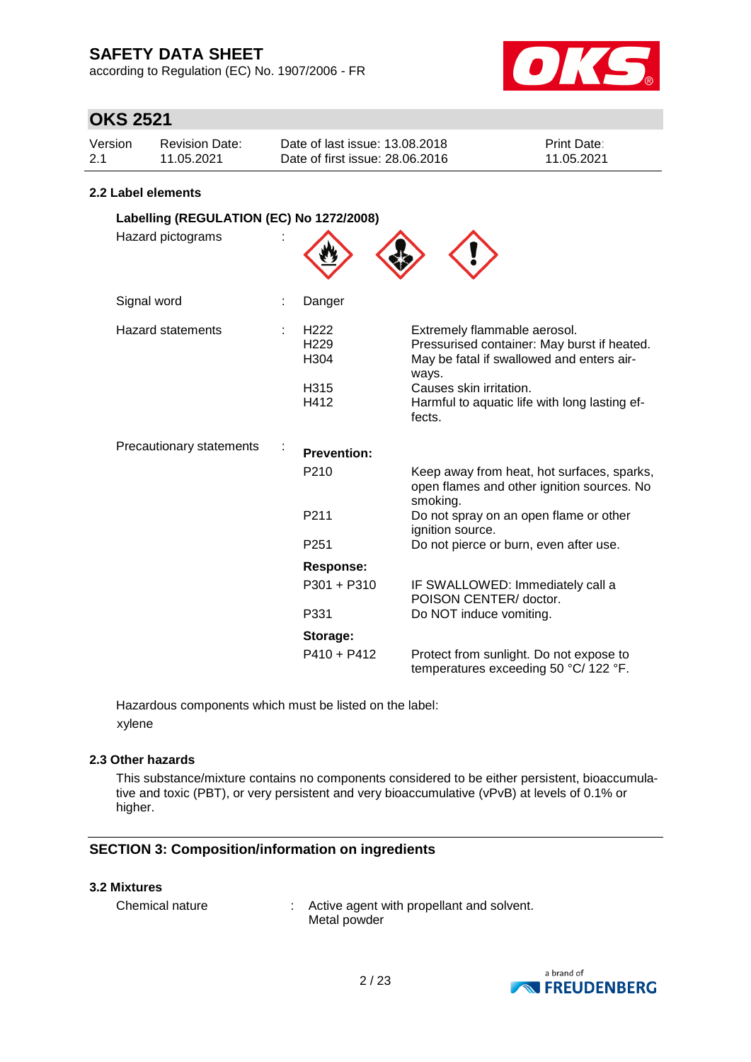### 2.2 Label elements

**Labelling (REGULATION (EC) No 1272/2008)**

Hazard pictograms :

Signal word : Danger

| Hazard statements | | |
|---|---|---|
| | H222 | Extremely flammable aerosol. |
| | H229 | Pressurised container: May burst if heated. |
| | H304 | May be fatal if swallowed and enters airways. |
| | H315 | Causes skin irritation. |
| | H412 | Harmful to aquatic life with long lasting effects. |

| Precautionary statements | | |
|---|---|---|
| | **Prevention:** | |
| | P210 | Keep away from heat, hot surfaces, sparks, open flames and other ignition sources. No smoking. |
| | P211 | Do not spray on an open flame or other ignition source. |
| | P251 | Do not pierce or burn, even after use. |
| | **Response:** | |
| | P301 + P310 | IF SWALLOWED: Immediately call a POISON CENTER/ doctor. |
| | P331 | Do NOT induce vomiting. |
| | **Storage:** | |
| | P410 + P412 | Protect from sunlight. Do not expose to temperatures exceeding 50 °C/ 122 °F. |

Hazardous components which must be listed on the label:
xylene

### 2.3 Other hazards

This substance/mixture contains no components considered to be either persistent, bioaccumulative and toxic (PBT), or very persistent and very bioaccumulative (vPvB) at levels of 0.1% or higher.

## SECTION 3: Composition/information on ingredients

### 3.2 Mixtures

Chemical nature : Active agent with propellant and solvent.
Metal powder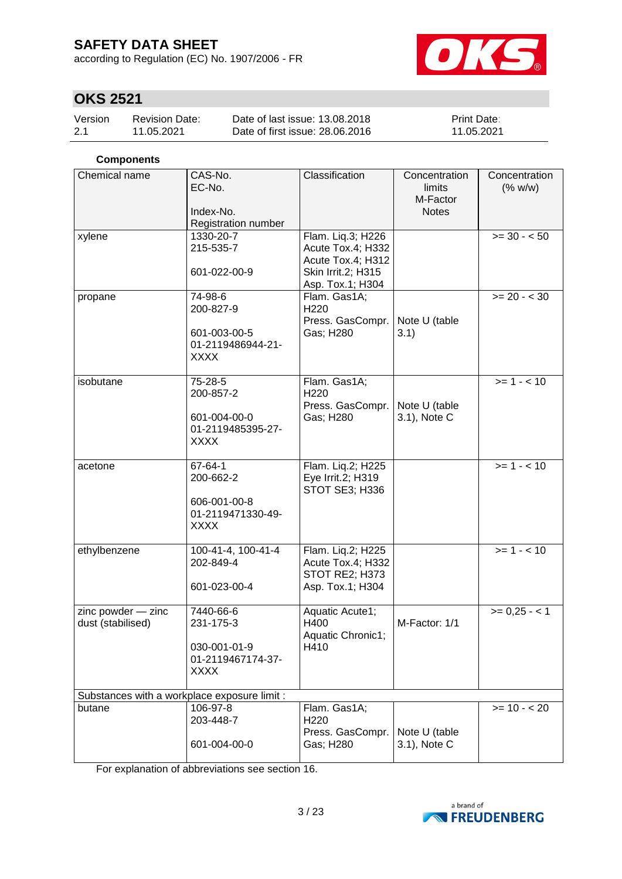**Components**

| Chemical name | CAS-No.<br>EC-No.<br><br>Index-No.<br>Registration number | Classification | Concentration limits<br>M-Factor<br>Notes | Concentration (% w/w) |
|---|---|---|---|---|
| xylene | 1330-20-7<br>215-535-7<br><br>601-022-00-9 | Flam. Liq.3; H226<br>Acute Tox.4; H332<br>Acute Tox.4; H312<br>Skin Irrit.2; H315<br>Asp. Tox.1; H304 | | >= 30 - < 50 |
| propane | 74-98-6<br>200-827-9<br><br>601-003-00-5<br>01-2119486944-21-XXXX | Flam. Gas1A; H220<br>Press. GasCompr. Gas; H280 | Note U (table 3.1) | >= 20 - < 30 |
| isobutane | 75-28-5<br>200-857-2<br><br>601-004-00-0<br>01-2119485395-27-XXXX | Flam. Gas1A; H220<br>Press. GasCompr. Gas; H280 | Note U (table 3.1), Note C | >= 1 - < 10 |
| acetone | 67-64-1<br>200-662-2<br><br>606-001-00-8<br>01-2119471330-49-XXXX | Flam. Liq.2; H225<br>Eye Irrit.2; H319<br>STOT SE3; H336 | | >= 1 - < 10 |
| ethylbenzene | 100-41-4, 100-41-4<br>202-849-4<br><br>601-023-00-4 | Flam. Liq.2; H225<br>Acute Tox.4; H332<br>STOT RE2; H373<br>Asp. Tox.1; H304 | | >= 1 - < 10 |
| zinc powder — zinc dust (stabilised) | 7440-66-6<br>231-175-3<br><br>030-001-01-9<br>01-2119467174-37-XXXX | Aquatic Acute1; H400<br>Aquatic Chronic1; H410 | M-Factor: 1/1 | >= 0,25 - < 1 |
| Substances with a workplace exposure limit : | | | | |
| butane | 106-97-8<br>203-448-7<br><br>601-004-00-0 | Flam. Gas1A; H220<br>Press. GasCompr. Gas; H280 | Note U (table 3.1), Note C | >= 10 - < 20 |

For explanation of abbreviations see section 16.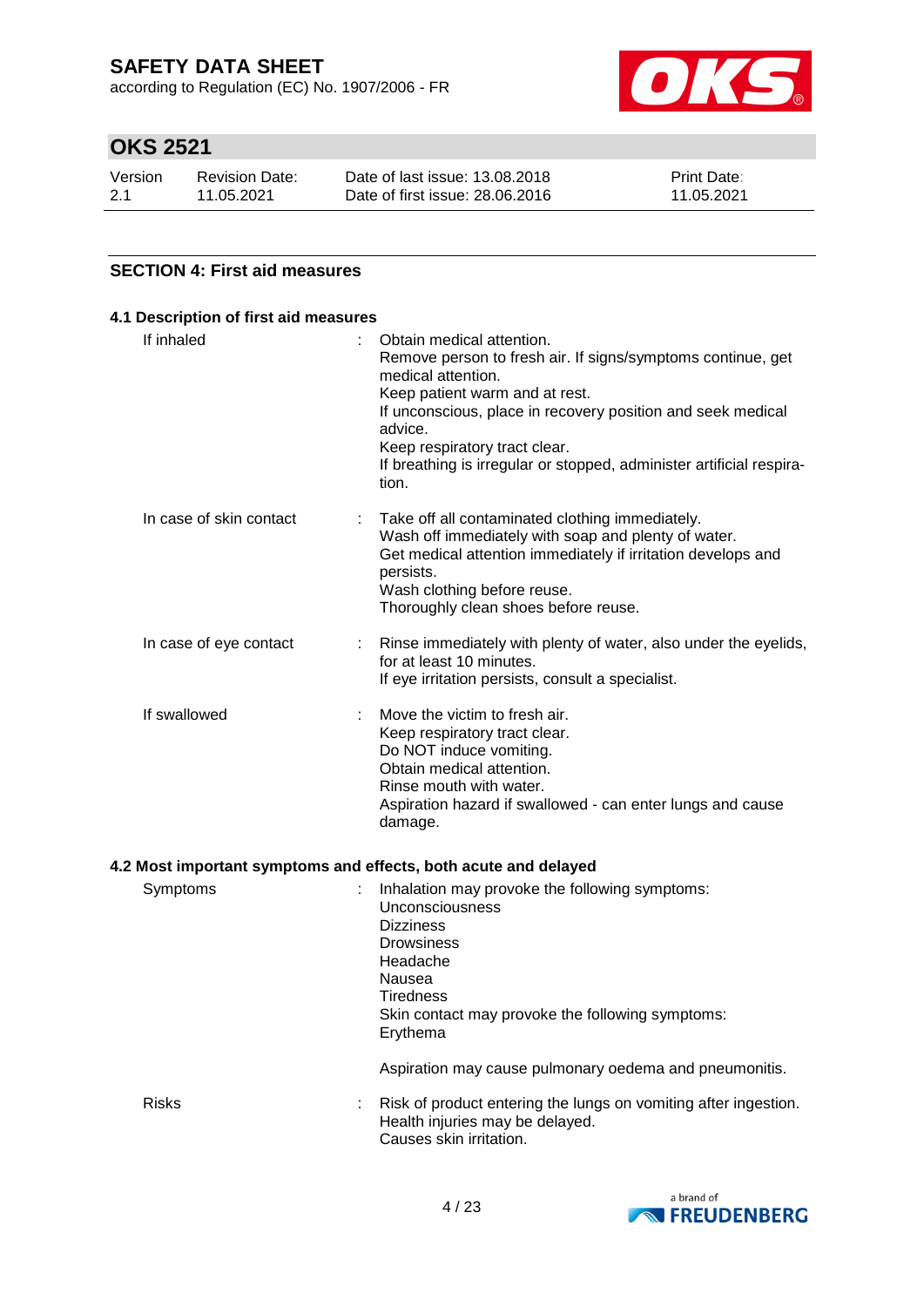## SECTION 4: First aid measures

### 4.1 Description of first aid measures

| | |
|---|---|
| If inhaled | : Obtain medical attention.<br>Remove person to fresh air. If signs/symptoms continue, get medical attention.<br>Keep patient warm and at rest.<br>If unconscious, place in recovery position and seek medical advice.<br>Keep respiratory tract clear.<br>If breathing is irregular or stopped, administer artificial respiration. |
| In case of skin contact | : Take off all contaminated clothing immediately.<br>Wash off immediately with soap and plenty of water.<br>Get medical attention immediately if irritation develops and persists.<br>Wash clothing before reuse.<br>Thoroughly clean shoes before reuse. |
| In case of eye contact | : Rinse immediately with plenty of water, also under the eyelids, for at least 10 minutes.<br>If eye irritation persists, consult a specialist. |
| If swallowed | : Move the victim to fresh air.<br>Keep respiratory tract clear.<br>Do NOT induce vomiting.<br>Obtain medical attention.<br>Rinse mouth with water.<br>Aspiration hazard if swallowed - can enter lungs and cause damage. |

### 4.2 Most important symptoms and effects, both acute and delayed

| | |
|---|---|
| Symptoms | : Inhalation may provoke the following symptoms:<br>Unconsciousness<br>Dizziness<br>Drowsiness<br>Headache<br>Nausea<br>Tiredness<br>Skin contact may provoke the following symptoms:<br>Erythema<br><br>Aspiration may cause pulmonary oedema and pneumonitis. |
| Risks | : Risk of product entering the lungs on vomiting after ingestion.<br>Health injuries may be delayed.<br>Causes skin irritation. |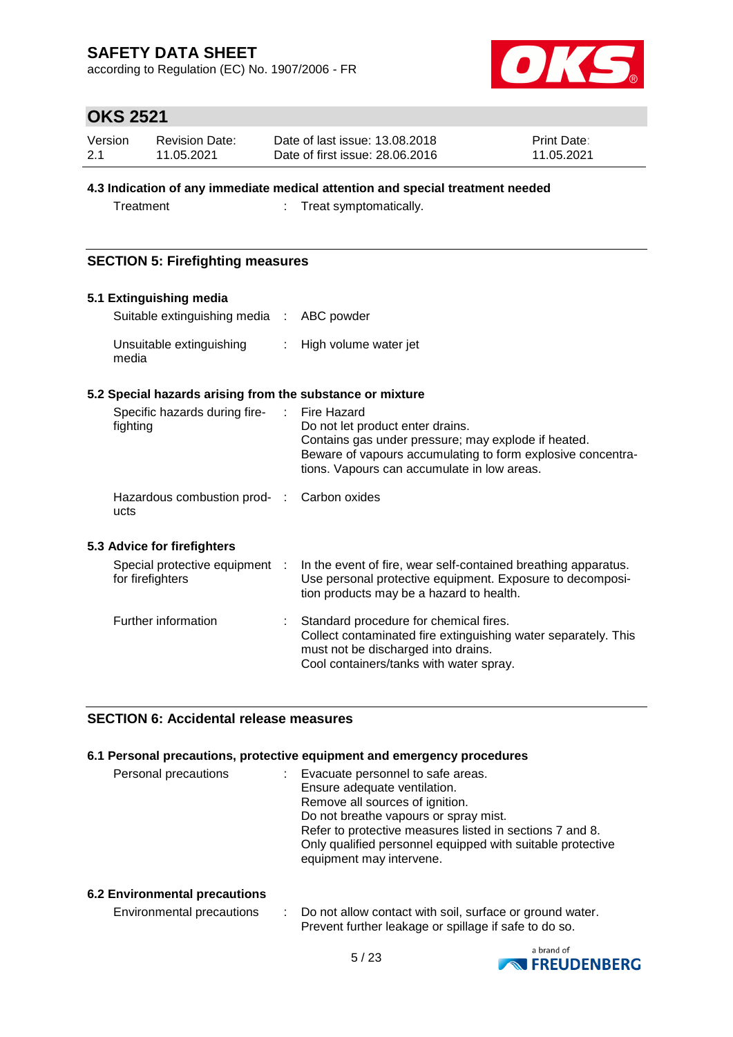### 4.3 Indication of any immediate medical attention and special treatment needed

| | | |
|---|---|---|
| Treatment | : | Treat symptomatically. |

## SECTION 5: Firefighting measures

### 5.1 Extinguishing media

| | | |
|---|---|---|
| Suitable extinguishing media | : | ABC powder |
| Unsuitable extinguishing media | : | High volume water jet |

### 5.2 Special hazards arising from the substance or mixture

| | | |
|---|---|---|
| Specific hazards during fire-fighting | : | Fire Hazard<br>Do not let product enter drains.<br>Contains gas under pressure; may explode if heated.<br>Beware of vapours accumulating to form explosive concentrations. Vapours can accumulate in low areas. |
| Hazardous combustion products | : | Carbon oxides |

### 5.3 Advice for firefighters

| | | |
|---|---|---|
| Special protective equipment for firefighters | : | In the event of fire, wear self-contained breathing apparatus.<br>Use personal protective equipment. Exposure to decomposition products may be a hazard to health. |
| Further information | : | Standard procedure for chemical fires.<br>Collect contaminated fire extinguishing water separately. This must not be discharged into drains.<br>Cool containers/tanks with water spray. |

## SECTION 6: Accidental release measures

### 6.1 Personal precautions, protective equipment and emergency procedures

| | | |
|---|---|---|
| Personal precautions | : | Evacuate personnel to safe areas.<br>Ensure adequate ventilation.<br>Remove all sources of ignition.<br>Do not breathe vapours or spray mist.<br>Refer to protective measures listed in sections 7 and 8.<br>Only qualified personnel equipped with suitable protective equipment may intervene. |

### 6.2 Environmental precautions

| | | |
|---|---|---|
| Environmental precautions | : | Do not allow contact with soil, surface or ground water.<br>Prevent further leakage or spillage if safe to do so. |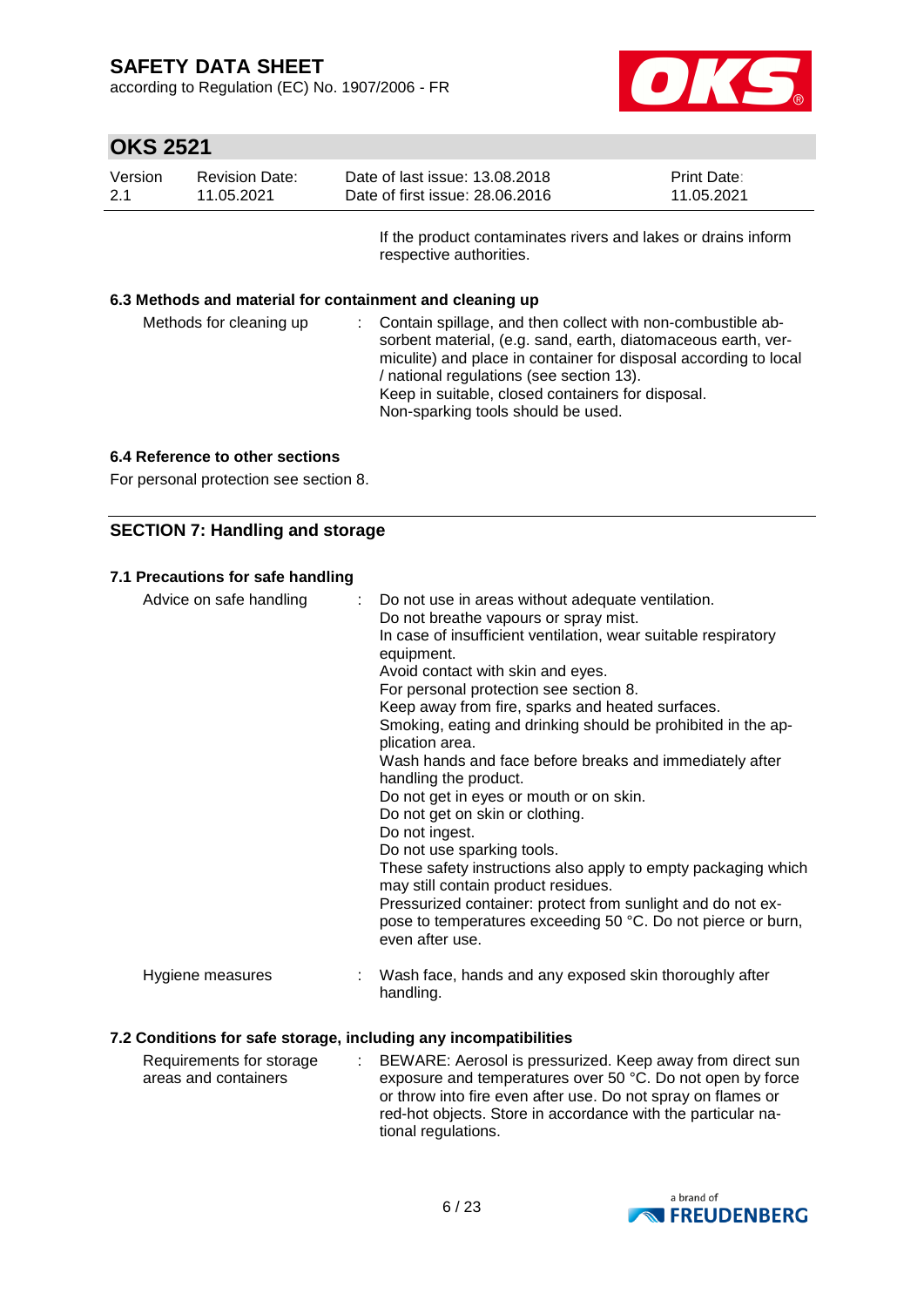If the product contaminates rivers and lakes or drains inform respective authorities.

### 6.3 Methods and material for containment and cleaning up

| | |
|---|---|
| Methods for cleaning up | : Contain spillage, and then collect with non-combustible absorbent material, (e.g. sand, earth, diatomaceous earth, vermiculite) and place in container for disposal according to local / national regulations (see section 13).<br>Keep in suitable, closed containers for disposal.<br>Non-sparking tools should be used. |

### 6.4 Reference to other sections

For personal protection see section 8.

## SECTION 7: Handling and storage

### 7.1 Precautions for safe handling

| | |
|---|---|
| Advice on safe handling | : Do not use in areas without adequate ventilation.<br>Do not breathe vapours or spray mist.<br>In case of insufficient ventilation, wear suitable respiratory equipment.<br>Avoid contact with skin and eyes.<br>For personal protection see section 8.<br>Keep away from fire, sparks and heated surfaces.<br>Smoking, eating and drinking should be prohibited in the application area.<br>Wash hands and face before breaks and immediately after handling the product.<br>Do not get in eyes or mouth or on skin.<br>Do not get on skin or clothing.<br>Do not ingest.<br>Do not use sparking tools.<br>These safety instructions also apply to empty packaging which may still contain product residues.<br>Pressurized container: protect from sunlight and do not expose to temperatures exceeding 50 °C. Do not pierce or burn, even after use. |
| Hygiene measures | : Wash face, hands and any exposed skin thoroughly after handling. |

### 7.2 Conditions for safe storage, including any incompatibilities

| | |
|---|---|
| Requirements for storage areas and containers | : BEWARE: Aerosol is pressurized. Keep away from direct sun exposure and temperatures over 50 °C. Do not open by force or throw into fire even after use. Do not spray on flames or red-hot objects. Store in accordance with the particular national regulations. |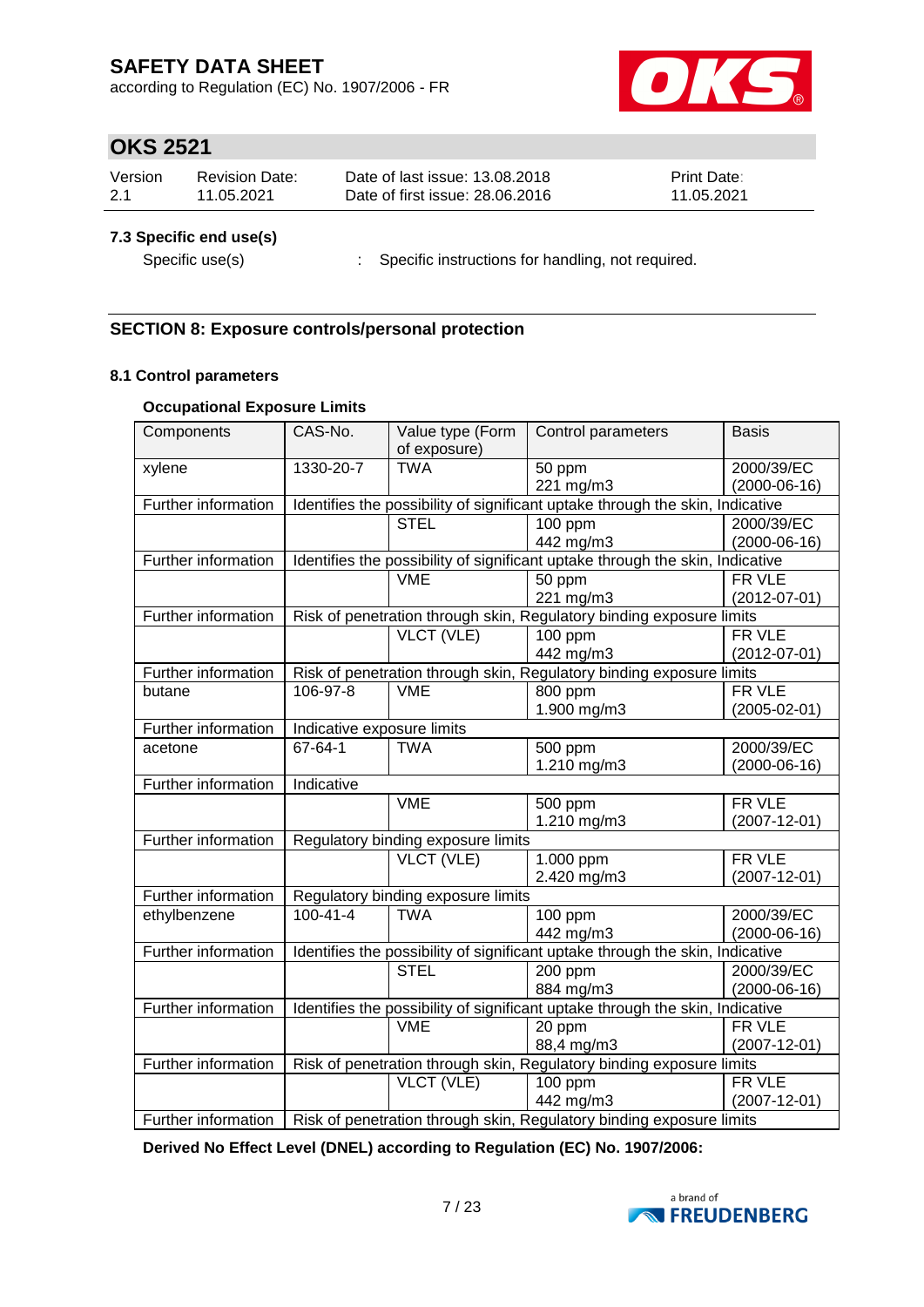### 7.3 Specific end use(s)

Specific use(s) : Specific instructions for handling, not required.

## SECTION 8: Exposure controls/personal protection

### 8.1 Control parameters

**Occupational Exposure Limits**

| Components | CAS-No. | Value type (Form of exposure) | Control parameters | Basis |
|---|---|---|---|---|
| xylene | 1330-20-7 | TWA | 50 ppm<br>221 mg/m3 | 2000/39/EC<br>(2000-06-16) |
| Further information | Identifies the possibility of significant uptake through the skin, Indicative | | | |
| | | STEL | 100 ppm<br>442 mg/m3 | 2000/39/EC<br>(2000-06-16) |
| Further information | Identifies the possibility of significant uptake through the skin, Indicative | | | |
| | | VME | 50 ppm<br>221 mg/m3 | FR VLE<br>(2012-07-01) |
| Further information | Risk of penetration through skin, Regulatory binding exposure limits | | | |
| | | VLCT (VLE) | 100 ppm<br>442 mg/m3 | FR VLE<br>(2012-07-01) |
| Further information | Risk of penetration through skin, Regulatory binding exposure limits | | | |
| butane | 106-97-8 | VME | 800 ppm<br>1.900 mg/m3 | FR VLE<br>(2005-02-01) |
| Further information | Indicative exposure limits | | | |
| acetone | 67-64-1 | TWA | 500 ppm<br>1.210 mg/m3 | 2000/39/EC<br>(2000-06-16) |
| Further information | Indicative | | | |
| | | VME | 500 ppm<br>1.210 mg/m3 | FR VLE<br>(2007-12-01) |
| Further information | Regulatory binding exposure limits | | | |
| | | VLCT (VLE) | 1.000 ppm<br>2.420 mg/m3 | FR VLE<br>(2007-12-01) |
| Further information | Regulatory binding exposure limits | | | |
| ethylbenzene | 100-41-4 | TWA | 100 ppm<br>442 mg/m3 | 2000/39/EC<br>(2000-06-16) |
| Further information | Identifies the possibility of significant uptake through the skin, Indicative | | | |
| | | STEL | 200 ppm<br>884 mg/m3 | 2000/39/EC<br>(2000-06-16) |
| Further information | Identifies the possibility of significant uptake through the skin, Indicative | | | |
| | | VME | 20 ppm<br>88,4 mg/m3 | FR VLE<br>(2007-12-01) |
| Further information | Risk of penetration through skin, Regulatory binding exposure limits | | | |
| | | VLCT (VLE) | 100 ppm<br>442 mg/m3 | FR VLE<br>(2007-12-01) |
| Further information | Risk of penetration through skin, Regulatory binding exposure limits | | | |

**Derived No Effect Level (DNEL) according to Regulation (EC) No. 1907/2006:**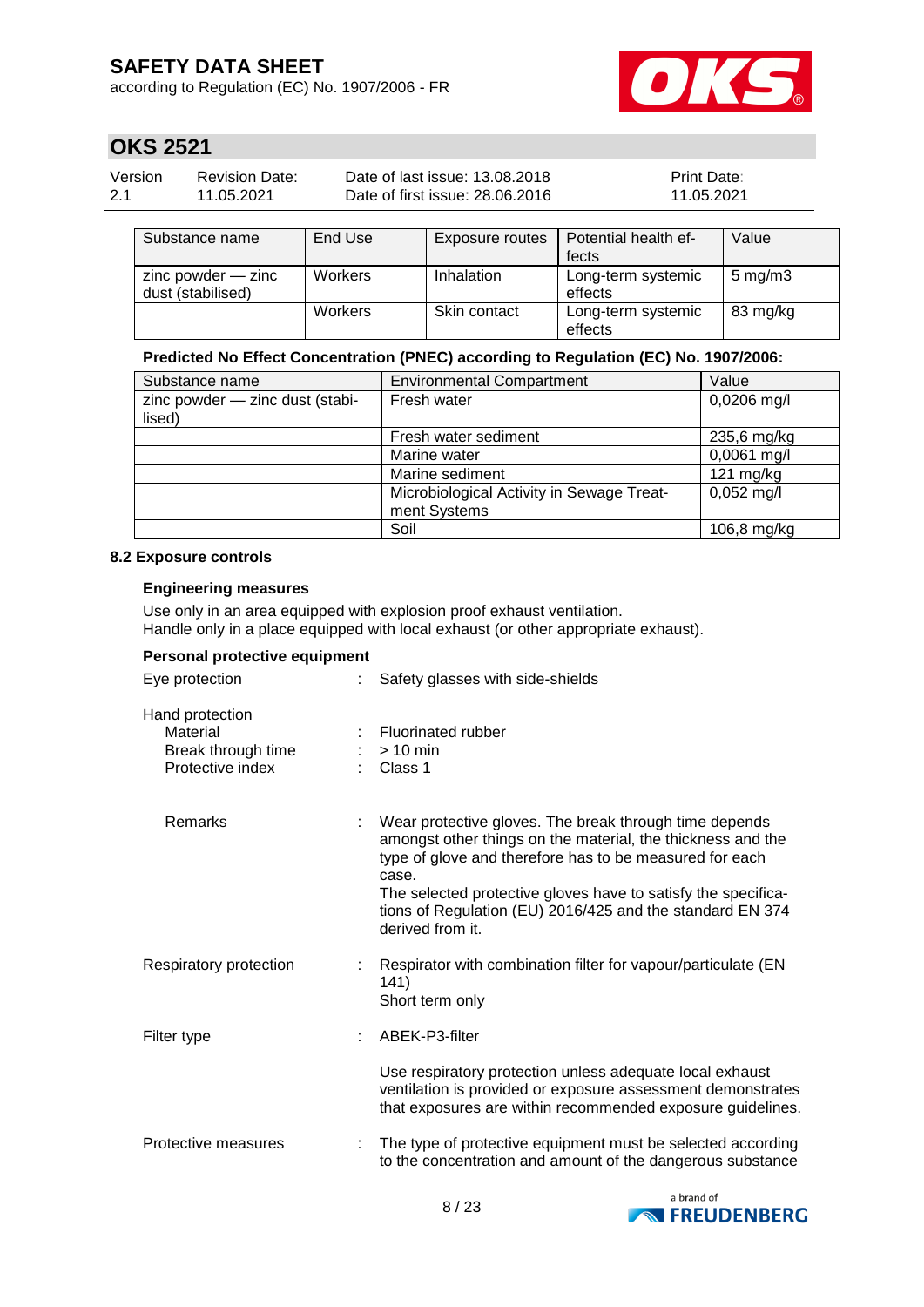| Substance name | End Use | Exposure routes | Potential health effects | Value |
|---|---|---|---|---|
| zinc powder — zinc dust (stabilised) | Workers | Inhalation | Long-term systemic effects | 5 mg/m3 |
| | Workers | Skin contact | Long-term systemic effects | 83 mg/kg |

**Predicted No Effect Concentration (PNEC) according to Regulation (EC) No. 1907/2006:**

| Substance name | Environmental Compartment | Value |
|---|---|---|
| zinc powder — zinc dust (stabilised) | Fresh water | 0,0206 mg/l |
| | Fresh water sediment | 235,6 mg/kg |
| | Marine water | 0,0061 mg/l |
| | Marine sediment | 121 mg/kg |
| | Microbiological Activity in Sewage Treatment Systems | 0,052 mg/l |
| | Soil | 106,8 mg/kg |

### 8.2 Exposure controls

**Engineering measures**

Use only in an area equipped with explosion proof exhaust ventilation.
Handle only in a place equipped with local exhaust (or other appropriate exhaust).

**Personal protective equipment**

Eye protection : Safety glasses with side-shields

Hand protection
- Material : Fluorinated rubber
- Break through time : > 10 min
- Protective index : Class 1

Remarks : Wear protective gloves. The break through time depends amongst other things on the material, the thickness and the type of glove and therefore has to be measured for each case.
The selected protective gloves have to satisfy the specifications of Regulation (EU) 2016/425 and the standard EN 374 derived from it.

Respiratory protection : Respirator with combination filter for vapour/particulate (EN 141)
Short term only

Filter type : ABEK-P3-filter

Use respiratory protection unless adequate local exhaust ventilation is provided or exposure assessment demonstrates that exposures are within recommended exposure guidelines.

Protective measures : The type of protective equipment must be selected according to the concentration and amount of the dangerous substance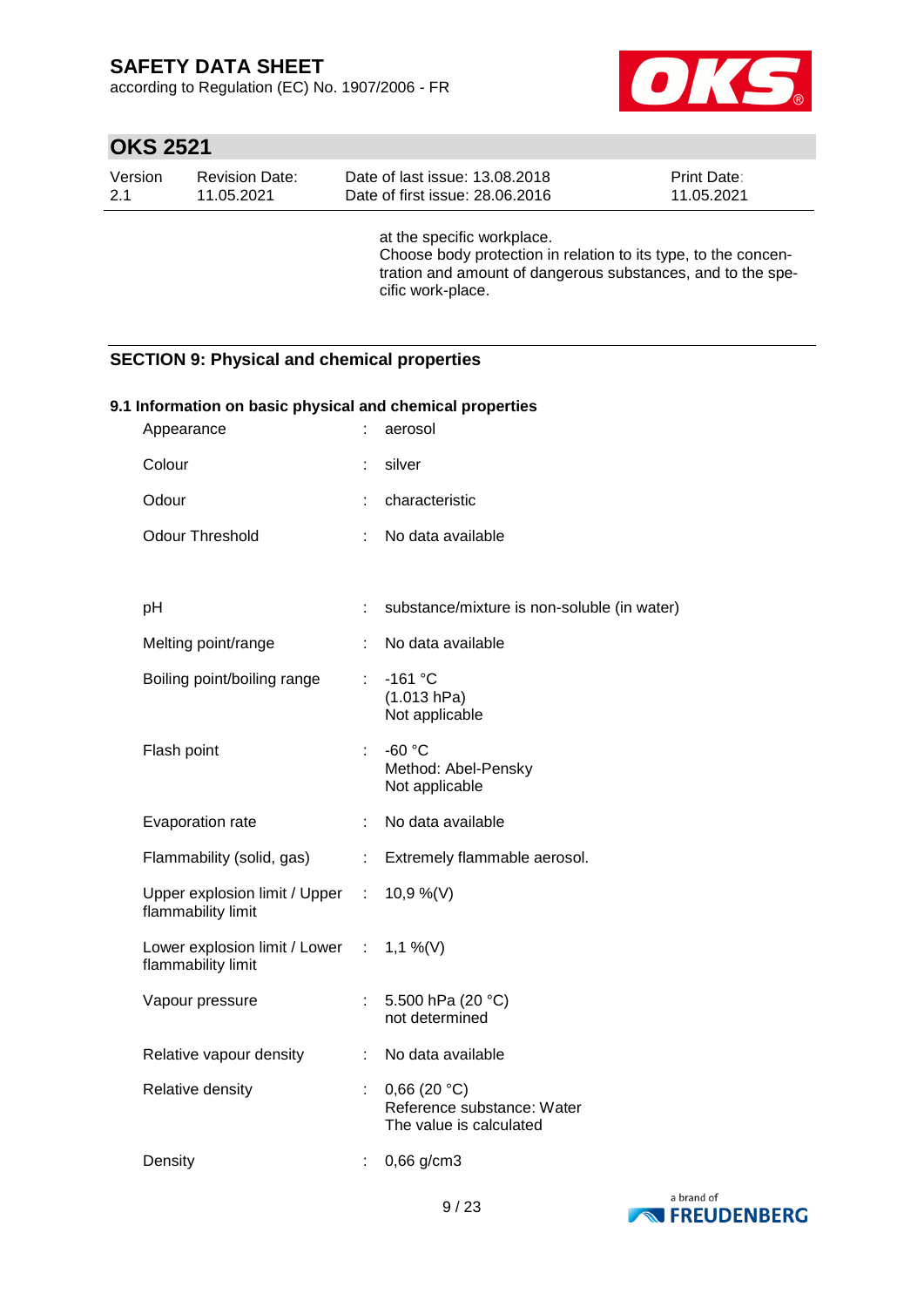at the specific workplace.
Choose body protection in relation to its type, to the concentration and amount of dangerous substances, and to the specific work-place.

## SECTION 9: Physical and chemical properties

### 9.1 Information on basic physical and chemical properties

| Property | | Value |
|---|---|---|
| Appearance | : | aerosol |
| Colour | : | silver |
| Odour | : | characteristic |
| Odour Threshold | : | No data available |
| pH | : | substance/mixture is non-soluble (in water) |
| Melting point/range | : | No data available |
| Boiling point/boiling range | : | -161 °C<br>(1.013 hPa)<br>Not applicable |
| Flash point | : | -60 °C<br>Method: Abel-Pensky<br>Not applicable |
| Evaporation rate | : | No data available |
| Flammability (solid, gas) | : | Extremely flammable aerosol. |
| Upper explosion limit / Upper flammability limit | : | 10,9 %(V) |
| Lower explosion limit / Lower flammability limit | : | 1,1 %(V) |
| Vapour pressure | : | 5.500 hPa (20 °C)<br>not determined |
| Relative vapour density | : | No data available |
| Relative density | : | 0,66 (20 °C)<br>Reference substance: Water<br>The value is calculated |
| Density | : | 0,66 g/cm3 |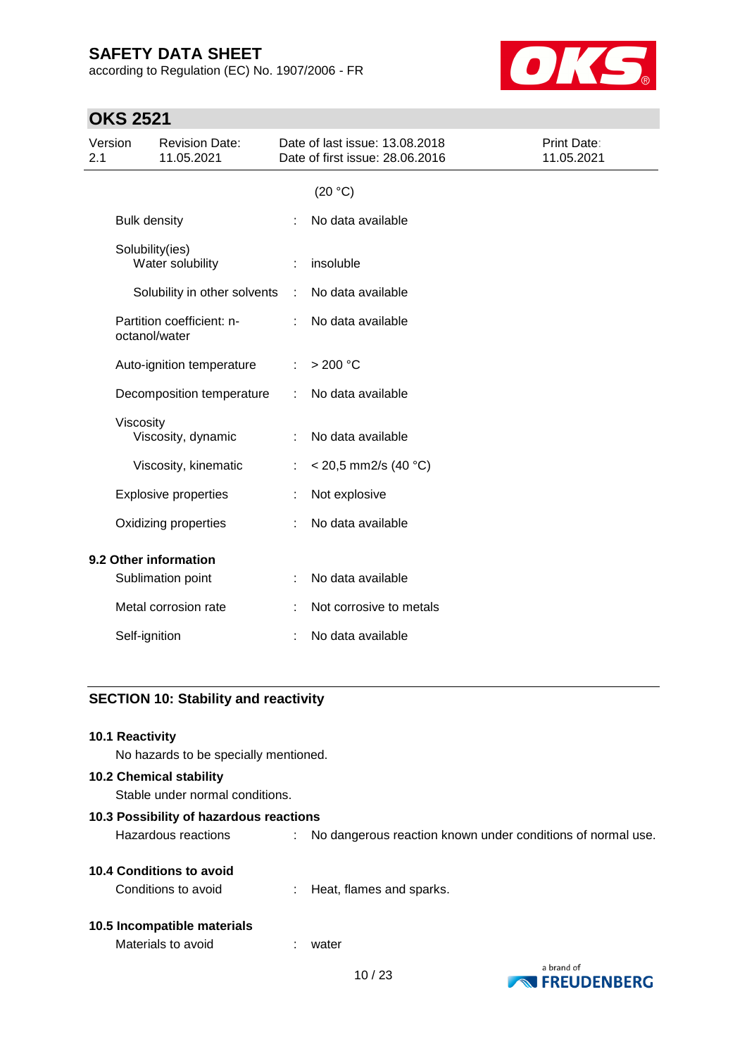(20 °C)

| | | |
|---|---|---|
| Bulk density | : | No data available |
| Solubility(ies) Water solubility | : | insoluble |
| Solubility in other solvents | : | No data available |
| Partition coefficient: n-octanol/water | : | No data available |
| Auto-ignition temperature | : | > 200 °C |
| Decomposition temperature | : | No data available |
| Viscosity Viscosity, dynamic | : | No data available |
| Viscosity, kinematic | : | < 20,5 mm2/s (40 °C) |
| Explosive properties | : | Not explosive |
| Oxidizing properties | : | No data available |

**9.2 Other information**

| | | |
|---|---|---|
| Sublimation point | : | No data available |
| Metal corrosion rate | : | Not corrosive to metals |
| Self-ignition | : | No data available |

## SECTION 10: Stability and reactivity

**10.1 Reactivity**

No hazards to be specially mentioned.

**10.2 Chemical stability**

Stable under normal conditions.

**10.3 Possibility of hazardous reactions**

Hazardous reactions : No dangerous reaction known under conditions of normal use.

**10.4 Conditions to avoid**

Conditions to avoid : Heat, flames and sparks.

**10.5 Incompatible materials**

Materials to avoid : water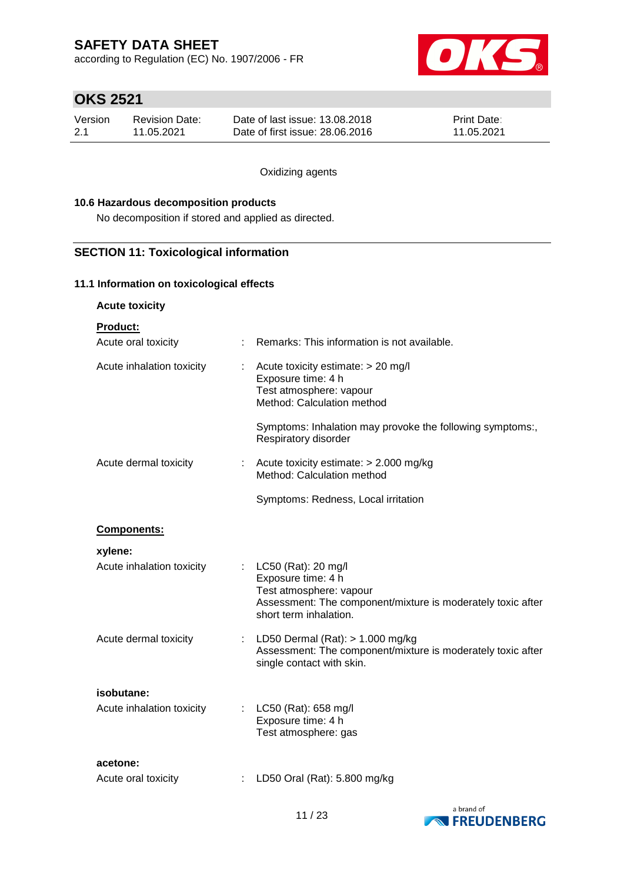Oxidizing agents

### 10.6 Hazardous decomposition products

No decomposition if stored and applied as directed.

## SECTION 11: Toxicological information

### 11.1 Information on toxicological effects

**Acute toxicity**

**Product:**

| | | |
|---|---|---|
| Acute oral toxicity | : | Remarks: This information is not available. |
| Acute inhalation toxicity | : | Acute toxicity estimate: > 20 mg/l<br>Exposure time: 4 h<br>Test atmosphere: vapour<br>Method: Calculation method<br><br>Symptoms: Inhalation may provoke the following symptoms:, Respiratory disorder |
| Acute dermal toxicity | : | Acute toxicity estimate: > 2.000 mg/kg<br>Method: Calculation method<br><br>Symptoms: Redness, Local irritation |

**Components:**

**xylene:**

| | | |
|---|---|---|
| Acute inhalation toxicity | : | LC50 (Rat): 20 mg/l<br>Exposure time: 4 h<br>Test atmosphere: vapour<br>Assessment: The component/mixture is moderately toxic after short term inhalation. |
| Acute dermal toxicity | : | LD50 Dermal (Rat): > 1.000 mg/kg<br>Assessment: The component/mixture is moderately toxic after single contact with skin. |

**isobutane:**

| | | |
|---|---|---|
| Acute inhalation toxicity | : | LC50 (Rat): 658 mg/l<br>Exposure time: 4 h<br>Test atmosphere: gas |

**acetone:**

| | | |
|---|---|---|
| Acute oral toxicity | : | LD50 Oral (Rat): 5.800 mg/kg |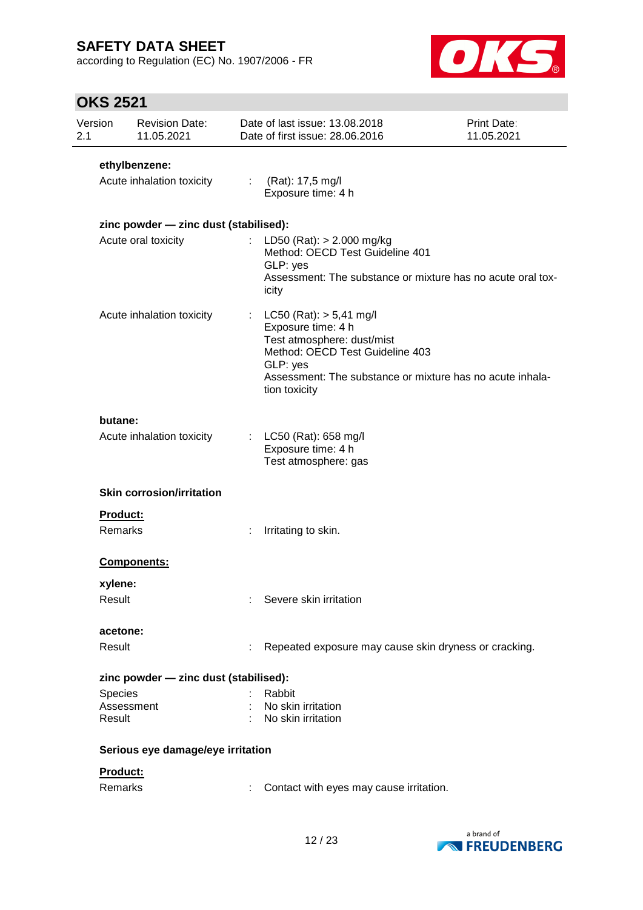**ethylbenzene:**

Acute inhalation toxicity : (Rat): 17,5 mg/l
Exposure time: 4 h

**zinc powder — zinc dust (stabilised):**

Acute oral toxicity : LD50 (Rat): > 2.000 mg/kg
Method: OECD Test Guideline 401
GLP: yes
Assessment: The substance or mixture has no acute oral toxicity

Acute inhalation toxicity : LC50 (Rat): > 5,41 mg/l
Exposure time: 4 h
Test atmosphere: dust/mist
Method: OECD Test Guideline 403
GLP: yes
Assessment: The substance or mixture has no acute inhalation toxicity

**butane:**

Acute inhalation toxicity : LC50 (Rat): 658 mg/l
Exposure time: 4 h
Test atmosphere: gas

**Skin corrosion/irritation**

**Product:**

Remarks : Irritating to skin.

**Components:**

**xylene:**

Result : Severe skin irritation

**acetone:**

Result : Repeated exposure may cause skin dryness or cracking.

**zinc powder — zinc dust (stabilised):**

Species : Rabbit
Assessment : No skin irritation
Result : No skin irritation

**Serious eye damage/eye irritation**

**Product:**

Remarks : Contact with eyes may cause irritation.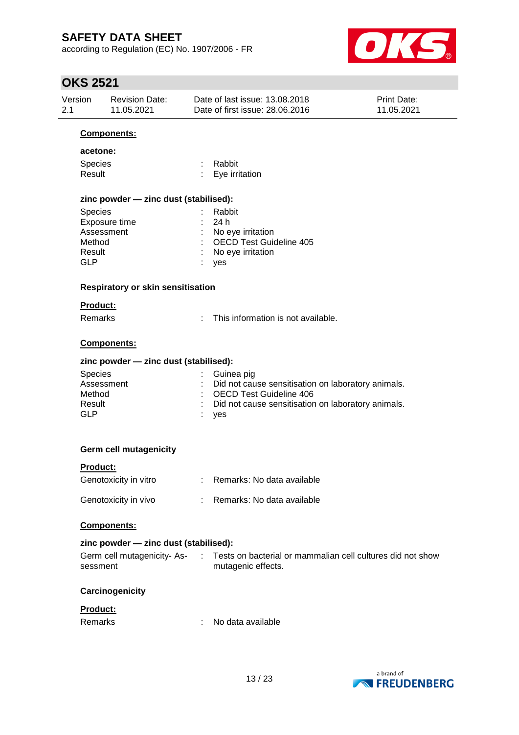**Components:**

**acetone:**

| | | |
|---|---|---|
| Species | : | Rabbit |
| Result | : | Eye irritation |

**zinc powder — zinc dust (stabilised):**

| | | |
|---|---|---|
| Species | : | Rabbit |
| Exposure time | : | 24 h |
| Assessment | : | No eye irritation |
| Method | : | OECD Test Guideline 405 |
| Result | : | No eye irritation |
| GLP | : | yes |

**Respiratory or skin sensitisation**

**Product:**

| | | |
|---|---|---|
| Remarks | : | This information is not available. |

**Components:**

**zinc powder — zinc dust (stabilised):**

| | | |
|---|---|---|
| Species | : | Guinea pig |
| Assessment | : | Did not cause sensitisation on laboratory animals. |
| Method | : | OECD Test Guideline 406 |
| Result | : | Did not cause sensitisation on laboratory animals. |
| GLP | : | yes |

**Germ cell mutagenicity**

**Product:**

| | | |
|---|---|---|
| Genotoxicity in vitro | : | Remarks: No data available |
| Genotoxicity in vivo | : | Remarks: No data available |

**Components:**

**zinc powder — zinc dust (stabilised):**

| | | |
|---|---|---|
| Germ cell mutagenicity- Assessment | : | Tests on bacterial or mammalian cell cultures did not show mutagenic effects. |

**Carcinogenicity**

**Product:**

| | | |
|---|---|---|
| Remarks | : | No data available |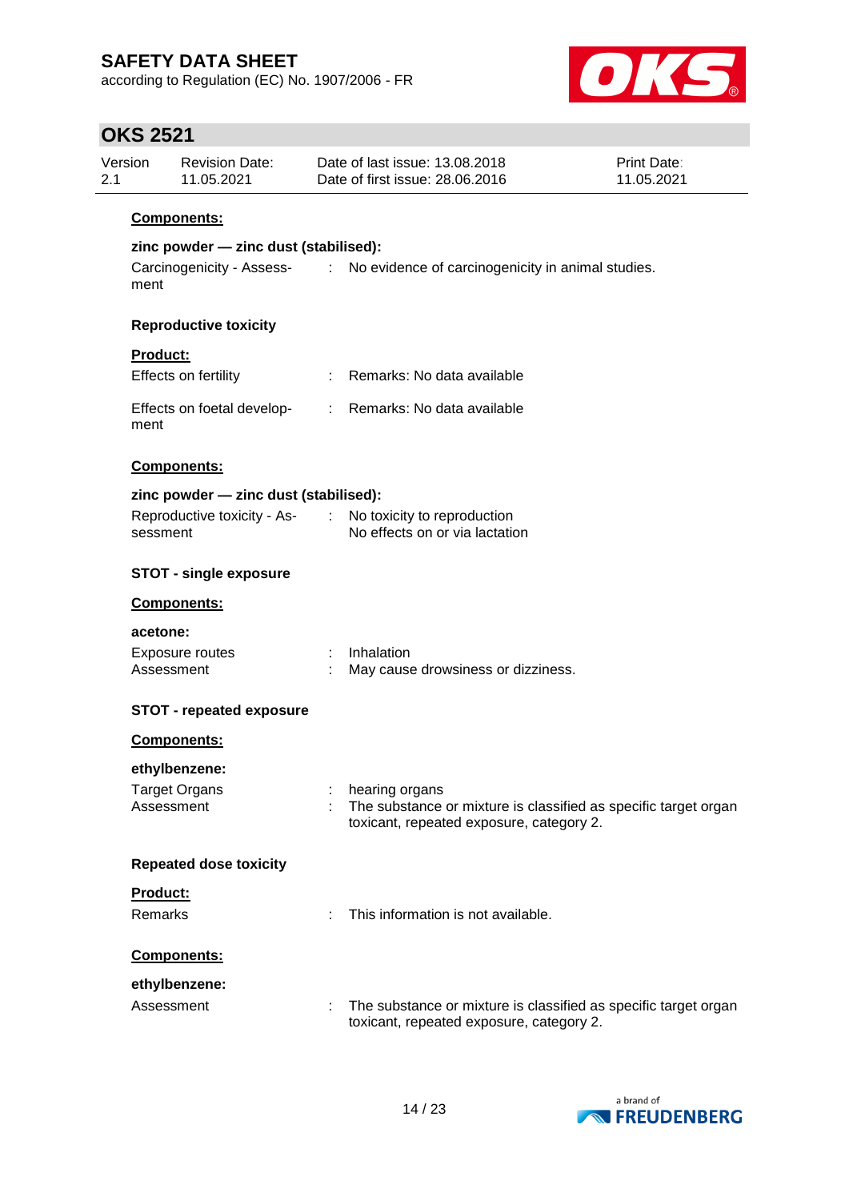**Components:**

**zinc powder — zinc dust (stabilised):**

Carcinogenicity - Assessment : No evidence of carcinogenicity in animal studies.

**Reproductive toxicity**

**Product:**

Effects on fertility : Remarks: No data available

Effects on foetal development : Remarks: No data available

**Components:**

**zinc powder — zinc dust (stabilised):**

Reproductive toxicity - Assessment : No toxicity to reproduction
No effects on or via lactation

**STOT - single exposure**

**Components:**

**acetone:**

Exposure routes : Inhalation
Assessment : May cause drowsiness or dizziness.

**STOT - repeated exposure**

**Components:**

**ethylbenzene:**

Target Organs : hearing organs
Assessment : The substance or mixture is classified as specific target organ toxicant, repeated exposure, category 2.

**Repeated dose toxicity**

**Product:**

Remarks : This information is not available.

**Components:**

**ethylbenzene:**

Assessment : The substance or mixture is classified as specific target organ toxicant, repeated exposure, category 2.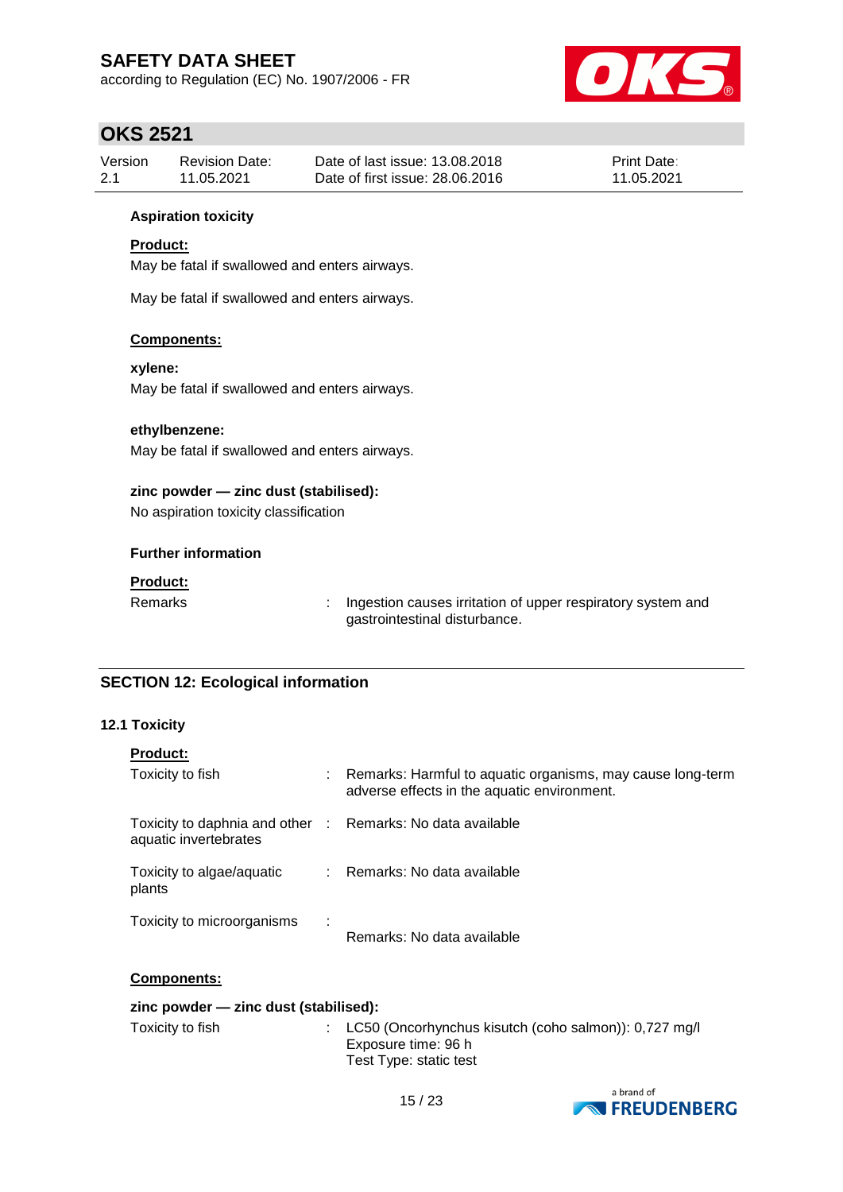**Aspiration toxicity**

**Product:**

May be fatal if swallowed and enters airways.

May be fatal if swallowed and enters airways.

**Components:**

**xylene:**

May be fatal if swallowed and enters airways.

**ethylbenzene:**

May be fatal if swallowed and enters airways.

**zinc powder — zinc dust (stabilised):**

No aspiration toxicity classification

**Further information**

**Product:**

| | | |
|---|---|---|
| Remarks | : | Ingestion causes irritation of upper respiratory system and gastrointestinal disturbance. |

## SECTION 12: Ecological information

### 12.1 Toxicity

**Product:**

| | | |
|---|---|---|
| Toxicity to fish | : | Remarks: Harmful to aquatic organisms, may cause long-term adverse effects in the aquatic environment. |
| Toxicity to daphnia and other aquatic invertebrates | : | Remarks: No data available |
| Toxicity to algae/aquatic plants | : | Remarks: No data available |
| Toxicity to microorganisms | : | Remarks: No data available |

**Components:**

**zinc powder — zinc dust (stabilised):**

| | | |
|---|---|---|
| Toxicity to fish | : | LC50 (Oncorhynchus kisutch (coho salmon)): 0,727 mg/l<br>Exposure time: 96 h<br>Test Type: static test |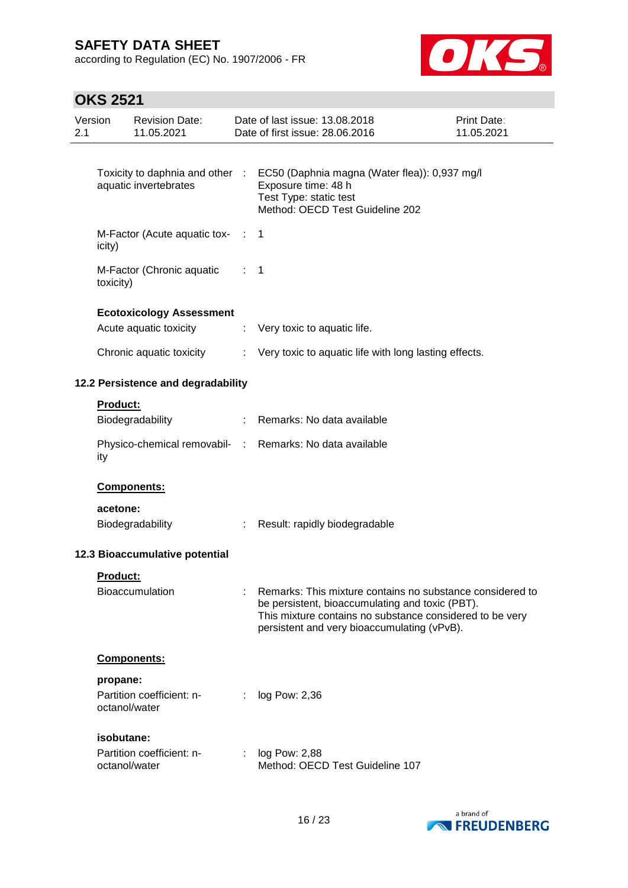| | | |
|---|---|---|
| Toxicity to daphnia and other aquatic invertebrates | : | EC50 (Daphnia magna (Water flea)): 0,937 mg/l<br>Exposure time: 48 h<br>Test Type: static test<br>Method: OECD Test Guideline 202 |
| M-Factor (Acute aquatic toxicity) | : | 1 |
| M-Factor (Chronic aquatic toxicity) | : | 1 |

**Ecotoxicology Assessment**

| | | |
|---|---|---|
| Acute aquatic toxicity | : | Very toxic to aquatic life. |
| Chronic aquatic toxicity | : | Very toxic to aquatic life with long lasting effects. |

### 12.2 Persistence and degradability

**Product:**

| | | |
|---|---|---|
| Biodegradability | : | Remarks: No data available |
| Physico-chemical removability | : | Remarks: No data available |

**Components:**

**acetone:**

| | | |
|---|---|---|
| Biodegradability | : | Result: rapidly biodegradable |

### 12.3 Bioaccumulative potential

**Product:**

| | | |
|---|---|---|
| Bioaccumulation | : | Remarks: This mixture contains no substance considered to be persistent, bioaccumulating and toxic (PBT).<br>This mixture contains no substance considered to be very persistent and very bioaccumulating (vPvB). |

**Components:**

**propane:**

| | | |
|---|---|---|
| Partition coefficient: n-octanol/water | : | log Pow: 2,36 |

**isobutane:**

| | | |
|---|---|---|
| Partition coefficient: n-octanol/water | : | log Pow: 2,88<br>Method: OECD Test Guideline 107 |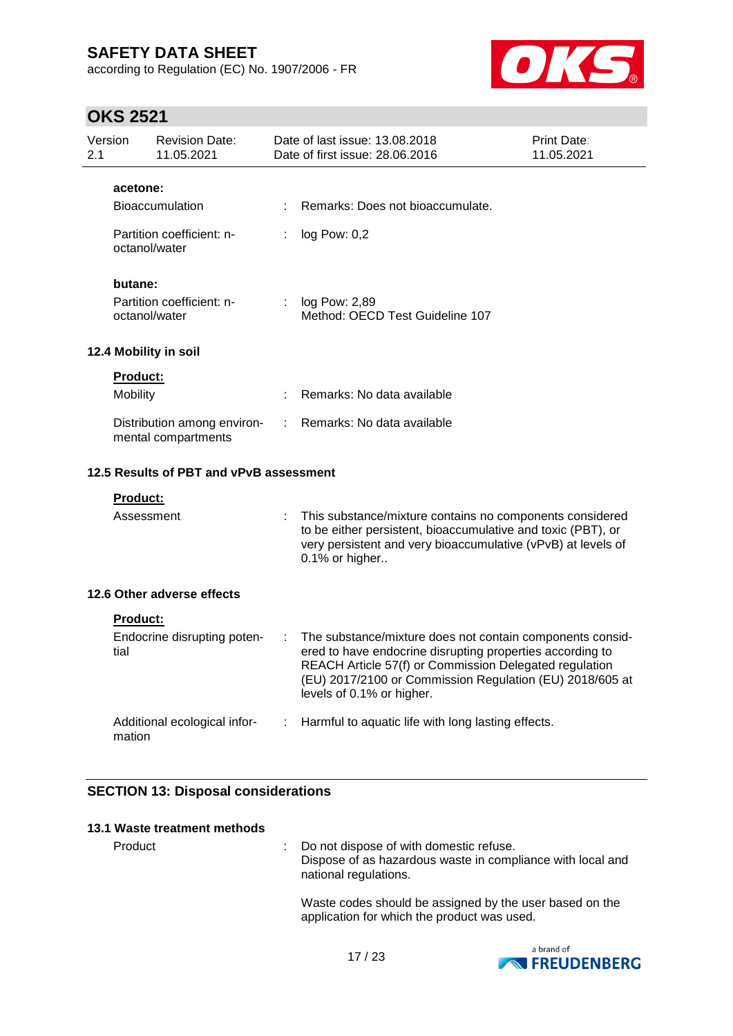**acetone:**

| | | |
|---|---|---|
| Bioaccumulation | : | Remarks: Does not bioaccumulate. |
| Partition coefficient: n-octanol/water | : | log Pow: 0,2 |

**butane:**

| | | |
|---|---|---|
| Partition coefficient: n-octanol/water | : | log Pow: 2,89<br>Method: OECD Test Guideline 107 |

### 12.4 Mobility in soil

**Product:**

| | | |
|---|---|---|
| Mobility | : | Remarks: No data available |
| Distribution among environmental compartments | : | Remarks: No data available |

### 12.5 Results of PBT and vPvB assessment

**Product:**

| | | |
|---|---|---|
| Assessment | : | This substance/mixture contains no components considered to be either persistent, bioaccumulative and toxic (PBT), or very persistent and very bioaccumulative (vPvB) at levels of 0.1% or higher.. |

### 12.6 Other adverse effects

**Product:**

| | | |
|---|---|---|
| Endocrine disrupting potential | : | The substance/mixture does not contain components considered to have endocrine disrupting properties according to REACH Article 57(f) or Commission Delegated regulation (EU) 2017/2100 or Commission Regulation (EU) 2018/605 at levels of 0.1% or higher. |
| Additional ecological information | : | Harmful to aquatic life with long lasting effects. |

## SECTION 13: Disposal considerations

### 13.1 Waste treatment methods

| | | |
|---|---|---|
| Product | : | Do not dispose of with domestic refuse.<br>Dispose of as hazardous waste in compliance with local and national regulations.<br><br>Waste codes should be assigned by the user based on the application for which the product was used. |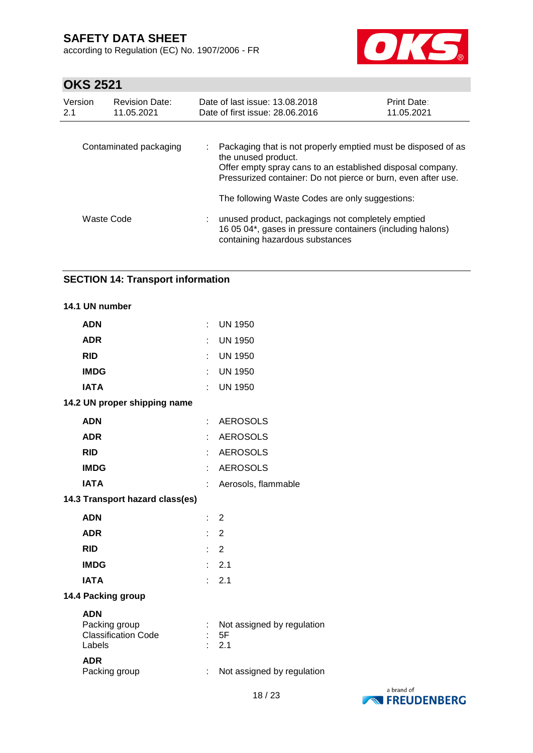| | | |
|---|---|---|
| Contaminated packaging | : | Packaging that is not properly emptied must be disposed of as the unused product.<br>Offer empty spray cans to an established disposal company.<br>Pressurized container: Do not pierce or burn, even after use.<br><br>The following Waste Codes are only suggestions: |
| Waste Code | : | unused product, packagings not completely emptied<br>16 05 04*, gases in pressure containers (including halons) containing hazardous substances |

## SECTION 14: Transport information

### 14.1 UN number

| | | |
|---|---|---|
| **ADN** | : | UN 1950 |
| **ADR** | : | UN 1950 |
| **RID** | : | UN 1950 |
| **IMDG** | : | UN 1950 |
| **IATA** | : | UN 1950 |

### 14.2 UN proper shipping name

| | | |
|---|---|---|
| **ADN** | : | AEROSOLS |
| **ADR** | : | AEROSOLS |
| **RID** | : | AEROSOLS |
| **IMDG** | : | AEROSOLS |
| **IATA** | : | Aerosols, flammable |

### 14.3 Transport hazard class(es)

| | | |
|---|---|---|
| **ADN** | : | 2 |
| **ADR** | : | 2 |
| **RID** | : | 2 |
| **IMDG** | : | 2.1 |
| **IATA** | : | 2.1 |

### 14.4 Packing group

**ADN**

| | | |
|---|---|---|
| Packing group | : | Not assigned by regulation |
| Classification Code | : | 5F |
| Labels | : | 2.1 |

**ADR**

| | | |
|---|---|---|
| Packing group | : | Not assigned by regulation |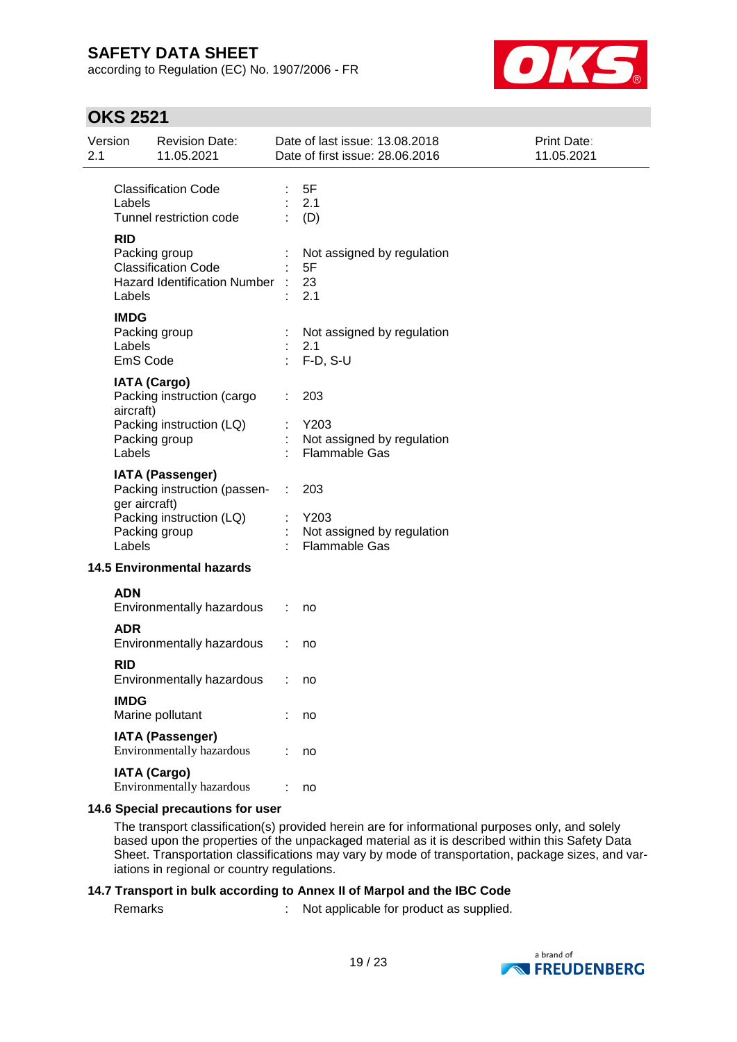| | | |
|---|---|---|
| Classification Code | : | 5F |
| Labels | : | 2.1 |
| Tunnel restriction code | : | (D) |

**RID**

| | | |
|---|---|---|
| Packing group | : | Not assigned by regulation |
| Classification Code | : | 5F |
| Hazard Identification Number | : | 23 |
| Labels | : | 2.1 |

**IMDG**

| | | |
|---|---|---|
| Packing group | : | Not assigned by regulation |
| Labels | : | 2.1 |
| EmS Code | : | F-D, S-U |

**IATA (Cargo)**

| | | |
|---|---|---|
| Packing instruction (cargo aircraft) | : | 203 |
| Packing instruction (LQ) | : | Y203 |
| Packing group | : | Not assigned by regulation |
| Labels | : | Flammable Gas |

**IATA (Passenger)**

| | | |
|---|---|---|
| Packing instruction (passenger aircraft) | : | 203 |
| Packing instruction (LQ) | : | Y203 |
| Packing group | : | Not assigned by regulation |
| Labels | : | Flammable Gas |

### 14.5 Environmental hazards

**ADN**

Environmentally hazardous : no

**ADR**

Environmentally hazardous : no

**RID**

Environmentally hazardous : no

**IMDG**

Marine pollutant : no

**IATA (Passenger)**

Environmentally hazardous : no

**IATA (Cargo)**

Environmentally hazardous : no

### 14.6 Special precautions for user

The transport classification(s) provided herein are for informational purposes only, and solely based upon the properties of the unpackaged material as it is described within this Safety Data Sheet. Transportation classifications may vary by mode of transportation, package sizes, and variations in regional or country regulations.

### 14.7 Transport in bulk according to Annex II of Marpol and the IBC Code

Remarks : Not applicable for product as supplied.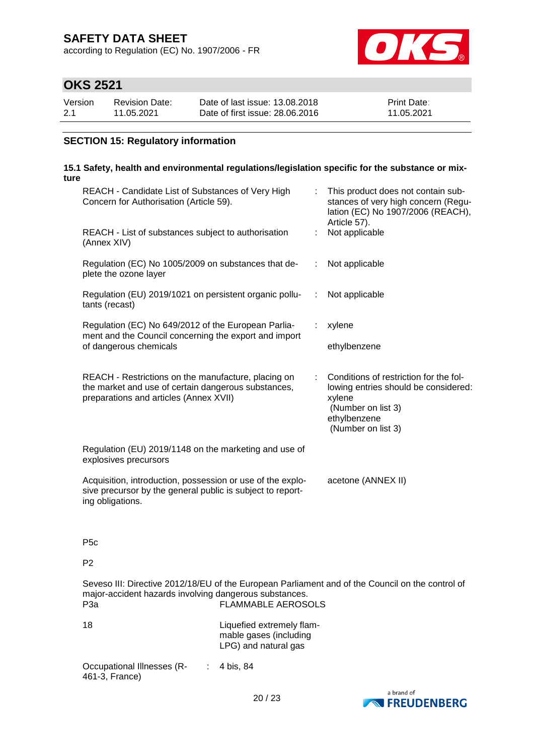## SECTION 15: Regulatory information

### 15.1 Safety, health and environmental regulations/legislation specific for the substance or mixture

| | | |
|---|---|---|
| REACH - Candidate List of Substances of Very High Concern for Authorisation (Article 59). | : | This product does not contain substances of very high concern (Regulation (EC) No 1907/2006 (REACH), Article 57). |
| REACH - List of substances subject to authorisation (Annex XIV) | : | Not applicable |
| Regulation (EC) No 1005/2009 on substances that deplete the ozone layer | : | Not applicable |
| Regulation (EU) 2019/1021 on persistent organic pollutants (recast) | : | Not applicable |
| Regulation (EC) No 649/2012 of the European Parliament and the Council concerning the export and import of dangerous chemicals | : | xylene<br><br>ethylbenzene |
| REACH - Restrictions on the manufacture, placing on the market and use of certain dangerous substances, preparations and articles (Annex XVII) | : | Conditions of restriction for the following entries should be considered:<br>xylene<br>(Number on list 3)<br>ethylbenzene<br>(Number on list 3) |
| Regulation (EU) 2019/1148 on the marketing and use of explosives precursors | | |
| Acquisition, introduction, possession or use of the explosive precursor by the general public is subject to reporting obligations. | | acetone (ANNEX II) |

P5c

P2

Seveso III: Directive 2012/18/EU of the European Parliament and of the Council on the control of major-accident hazards involving dangerous substances.

| | |
|---|---|
| P3a | FLAMMABLE AEROSOLS |
| 18 | Liquefied extremely flammable gases (including LPG) and natural gas |

Occupational Illnesses (R-461-3, France) : 4 bis, 84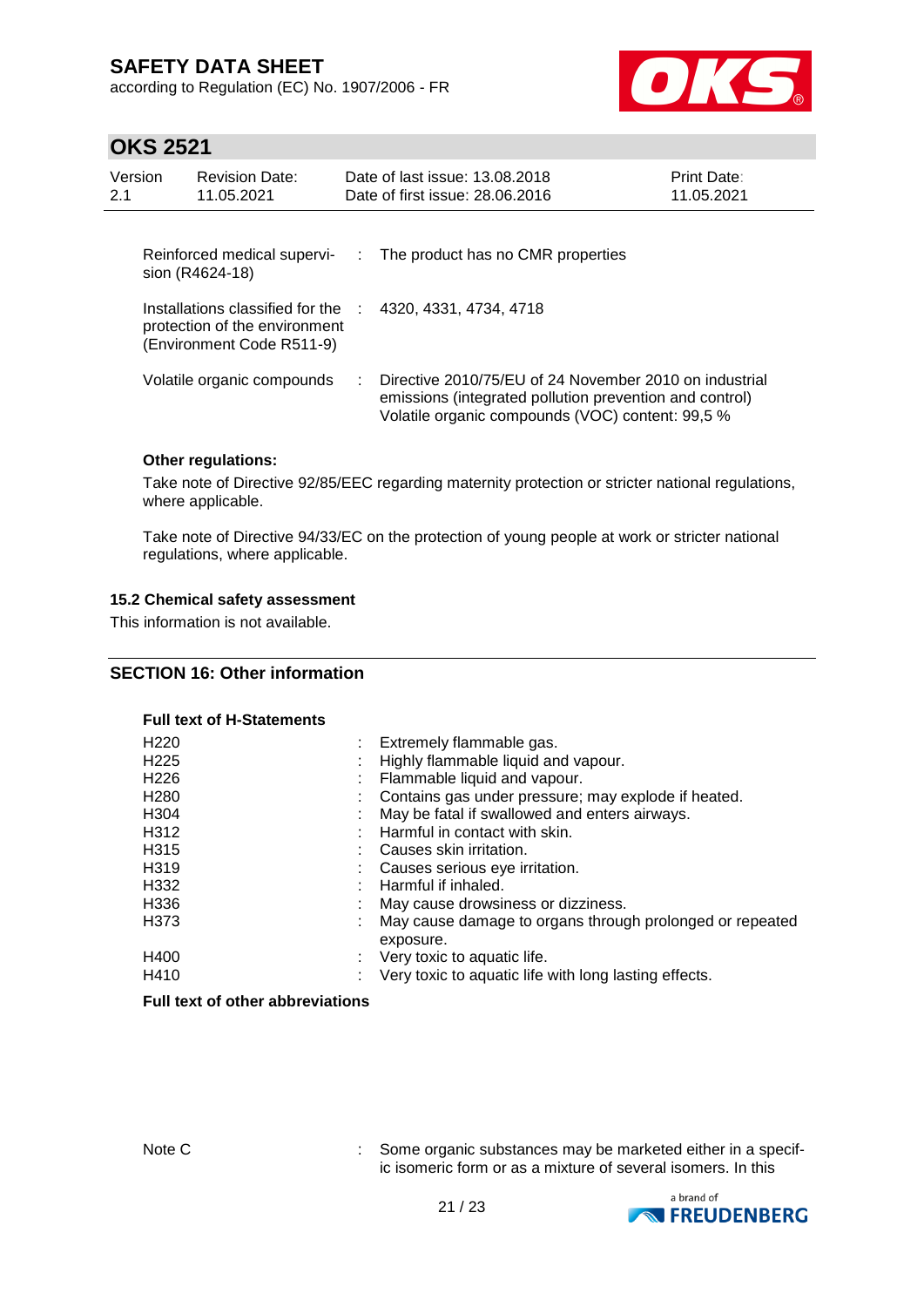| | | |
|---|---|---|
| Reinforced medical supervision (R4624-18) | : | The product has no CMR properties |
| Installations classified for the protection of the environment (Environment Code R511-9) | : | 4320, 4331, 4734, 4718 |
| Volatile organic compounds | : | Directive 2010/75/EU of 24 November 2010 on industrial emissions (integrated pollution prevention and control) Volatile organic compounds (VOC) content: 99,5 % |

**Other regulations:**

Take note of Directive 92/85/EEC regarding maternity protection or stricter national regulations, where applicable.

Take note of Directive 94/33/EC on the protection of young people at work or stricter national regulations, where applicable.

### 15.2 Chemical safety assessment

This information is not available.

## SECTION 16: Other information

**Full text of H-Statements**

| | | |
|---|---|---|
| H220 | : | Extremely flammable gas. |
| H225 | : | Highly flammable liquid and vapour. |
| H226 | : | Flammable liquid and vapour. |
| H280 | : | Contains gas under pressure; may explode if heated. |
| H304 | : | May be fatal if swallowed and enters airways. |
| H312 | : | Harmful in contact with skin. |
| H315 | : | Causes skin irritation. |
| H319 | : | Causes serious eye irritation. |
| H332 | : | Harmful if inhaled. |
| H336 | : | May cause drowsiness or dizziness. |
| H373 | : | May cause damage to organs through prolonged or repeated exposure. |
| H400 | : | Very toxic to aquatic life. |
| H410 | : | Very toxic to aquatic life with long lasting effects. |

**Full text of other abbreviations**

| | | |
|---|---|---|
| Note C | : | Some organic substances may be marketed either in a specific isomeric form or as a mixture of several isomers. In this |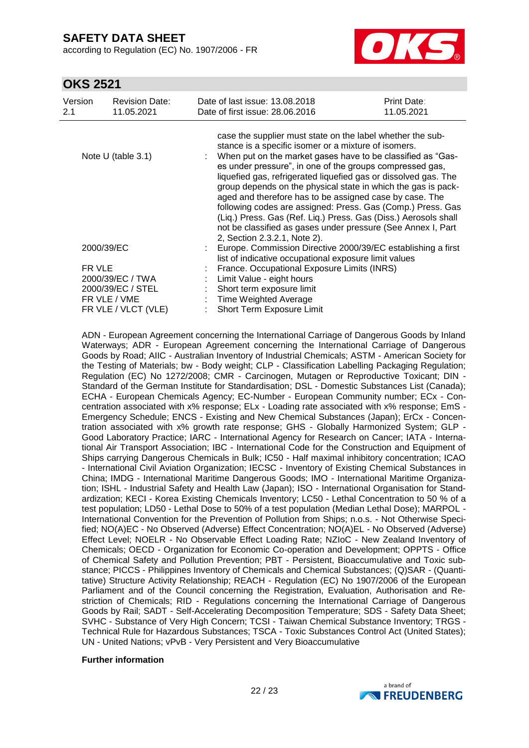| | | |
|---|---|---|
| | | case the supplier must state on the label whether the substance is a specific isomer or a mixture of isomers. |
| Note U (table 3.1) | : | When put on the market gases have to be classified as "Gases under pressure", in one of the groups compressed gas, liquefied gas, refrigerated liquefied gas or dissolved gas. The group depends on the physical state in which the gas is packaged and therefore has to be assigned case by case. The following codes are assigned: Press. Gas (Comp.) Press. Gas (Liq.) Press. Gas (Ref. Liq.) Press. Gas (Diss.) Aerosols shall not be classified as gases under pressure (See Annex I, Part 2, Section 2.3.2.1, Note 2). |
| 2000/39/EC | : | Europe. Commission Directive 2000/39/EC establishing a first list of indicative occupational exposure limit values |
| FR VLE | : | France. Occupational Exposure Limits (INRS) |
| 2000/39/EC / TWA | : | Limit Value - eight hours |
| 2000/39/EC / STEL | : | Short term exposure limit |
| FR VLE / VME | : | Time Weighted Average |
| FR VLE / VLCT (VLE) | : | Short Term Exposure Limit |

ADN - European Agreement concerning the International Carriage of Dangerous Goods by Inland Waterways; ADR - European Agreement concerning the International Carriage of Dangerous Goods by Road; AIIC - Australian Inventory of Industrial Chemicals; ASTM - American Society for the Testing of Materials; bw - Body weight; CLP - Classification Labelling Packaging Regulation; Regulation (EC) No 1272/2008; CMR - Carcinogen, Mutagen or Reproductive Toxicant; DIN - Standard of the German Institute for Standardisation; DSL - Domestic Substances List (Canada); ECHA - European Chemicals Agency; EC-Number - European Community number; ECx - Concentration associated with x% response; ELx - Loading rate associated with x% response; EmS - Emergency Schedule; ENCS - Existing and New Chemical Substances (Japan); ErCx - Concentration associated with x% growth rate response; GHS - Globally Harmonized System; GLP - Good Laboratory Practice; IARC - International Agency for Research on Cancer; IATA - International Air Transport Association; IBC - International Code for the Construction and Equipment of Ships carrying Dangerous Chemicals in Bulk; IC50 - Half maximal inhibitory concentration; ICAO - International Civil Aviation Organization; IECSC - Inventory of Existing Chemical Substances in China; IMDG - International Maritime Dangerous Goods; IMO - International Maritime Organization; ISHL - Industrial Safety and Health Law (Japan); ISO - International Organisation for Standardization; KECI - Korea Existing Chemicals Inventory; LC50 - Lethal Concentration to 50 % of a test population; LD50 - Lethal Dose to 50% of a test population (Median Lethal Dose); MARPOL - International Convention for the Prevention of Pollution from Ships; n.o.s. - Not Otherwise Specified; NO(A)EC - No Observed (Adverse) Effect Concentration; NO(A)EL - No Observed (Adverse) Effect Level; NOELR - No Observable Effect Loading Rate; NZIoC - New Zealand Inventory of Chemicals; OECD - Organization for Economic Co-operation and Development; OPPTS - Office of Chemical Safety and Pollution Prevention; PBT - Persistent, Bioaccumulative and Toxic substance; PICCS - Philippines Inventory of Chemicals and Chemical Substances; (Q)SAR - (Quantitative) Structure Activity Relationship; REACH - Regulation (EC) No 1907/2006 of the European Parliament and of the Council concerning the Registration, Evaluation, Authorisation and Restriction of Chemicals; RID - Regulations concerning the International Carriage of Dangerous Goods by Rail; SADT - Self-Accelerating Decomposition Temperature; SDS - Safety Data Sheet; SVHC - Substance of Very High Concern; TCSI - Taiwan Chemical Substance Inventory; TRGS - Technical Rule for Hazardous Substances; TSCA - Toxic Substances Control Act (United States); UN - United Nations; vPvB - Very Persistent and Very Bioaccumulative

**Further information**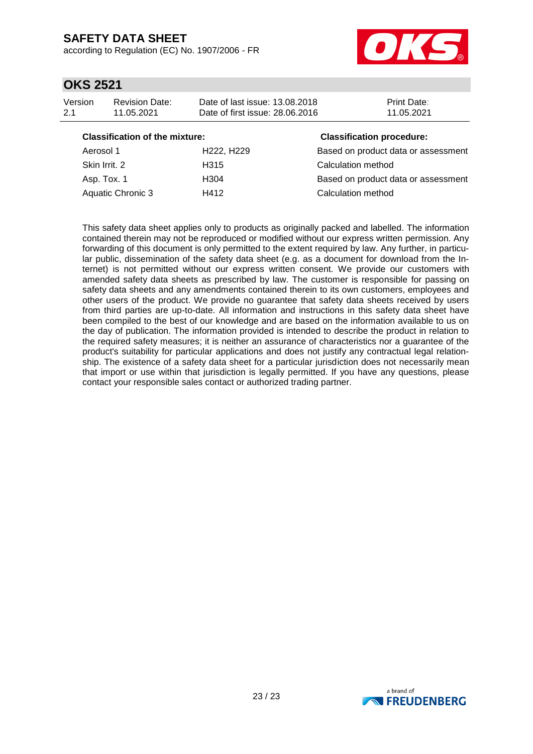| Classification of the mixture: | | Classification procedure: |
|---|---|---|
| Aerosol 1 | H222, H229 | Based on product data or assessment |
| Skin Irrit. 2 | H315 | Calculation method |
| Asp. Tox. 1 | H304 | Based on product data or assessment |
| Aquatic Chronic 3 | H412 | Calculation method |

This safety data sheet applies only to products as originally packed and labelled. The information contained therein may not be reproduced or modified without our express written permission. Any forwarding of this document is only permitted to the extent required by law. Any further, in particular public, dissemination of the safety data sheet (e.g. as a document for download from the Internet) is not permitted without our express written consent. We provide our customers with amended safety data sheets as prescribed by law. The customer is responsible for passing on safety data sheets and any amendments contained therein to its own customers, employees and other users of the product. We provide no guarantee that safety data sheets received by users from third parties are up-to-date. All information and instructions in this safety data sheet have been compiled to the best of our knowledge and are based on the information available to us on the day of publication. The information provided is intended to describe the product in relation to the required safety measures; it is neither an assurance of characteristics nor a guarantee of the product's suitability for particular applications and does not justify any contractual legal relationship. The existence of a safety data sheet for a particular jurisdiction does not necessarily mean that import or use within that jurisdiction is legally permitted. If you have any questions, please contact your responsible sales contact or authorized trading partner.